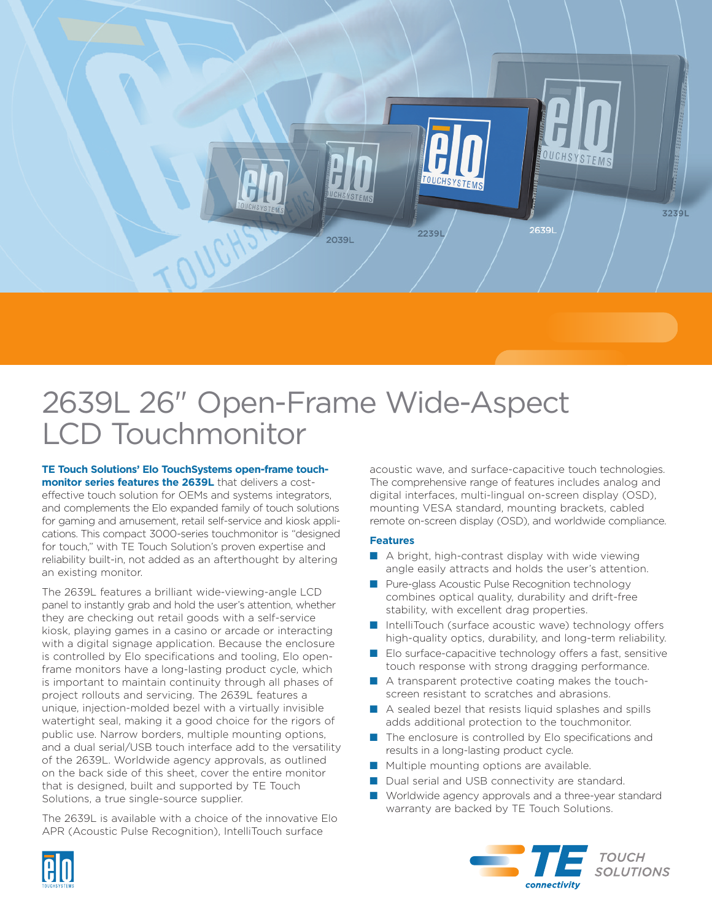# 2639L 26" Open-Frame Wide-Aspect LCD Touchmonitor

**TE Touch Solutions' Elo TouchSystems open-frame touchmonitor series features the 2639L** that delivers a cost-effective touch solution for OEMs and systems integrators, and complements the Elo expanded family of touch solutions for gaming and amusement, retail self-service and kiosk applications. This compact 3000-series touchmonitor is "designed for touch," with TE Touch Solution's proven expertise and reliability built-in, not added as an afterthought by altering an existing monitor.

The 2639L features a brilliant wide-viewing-angle LCD panel to instantly grab and hold the user's attention, whether they are checking out retail goods with a self-service kiosk, playing games in a casino or arcade or interacting with a digital signage application. Because the enclosure is controlled by Elo specifications and tooling, Elo open-frame monitors have a long-lasting product cycle, which is important to maintain continuity through all phases of project rollouts and servicing. The 2639L features a unique, injection-molded bezel with a virtually invisible watertight seal, making it a good choice for the rigors of public use. Narrow borders, multiple mounting options, and a dual serial/USB touch interface add to the versatility of the 2639L. Worldwide agency approvals, as outlined on the back side of this sheet, cover the entire monitor that is designed, built and supported by TE Touch Solutions, a true single-source supplier.

The 2639L is available with a choice of the innovative Elo APR (Acoustic Pulse Recognition), IntelliTouch surface acoustic wave, and surface-capacitive touch technologies. The comprehensive range of features includes analog and digital interfaces, multi-lingual on-screen display (OSD), mounting VESA standard, mounting brackets, cabled remote on-screen display (OSD), and worldwide compliance.

## Features

- A bright, high-contrast display with wide viewing angle easily attracts and holds the user's attention.
- Pure-glass Acoustic Pulse Recognition technology combines optical quality, durability and drift-free stability, with excellent drag properties.
- IntelliTouch (surface acoustic wave) technology offers high-quality optics, durability, and long-term reliability.
- Elo surface-capacitive technology offers a fast, sensitive touch response with strong dragging performance.
- A transparent protective coating makes the touchscreen resistant to scratches and abrasions.
- A sealed bezel that resists liquid splashes and spills adds additional protection to the touchmonitor.
- The enclosure is controlled by Elo specifications and results in a long-lasting product cycle.
- Multiple mounting options are available.
- Dual serial and USB connectivity are standard.
- Worldwide agency approvals and a three-year standard warranty are backed by TE Touch Solutions.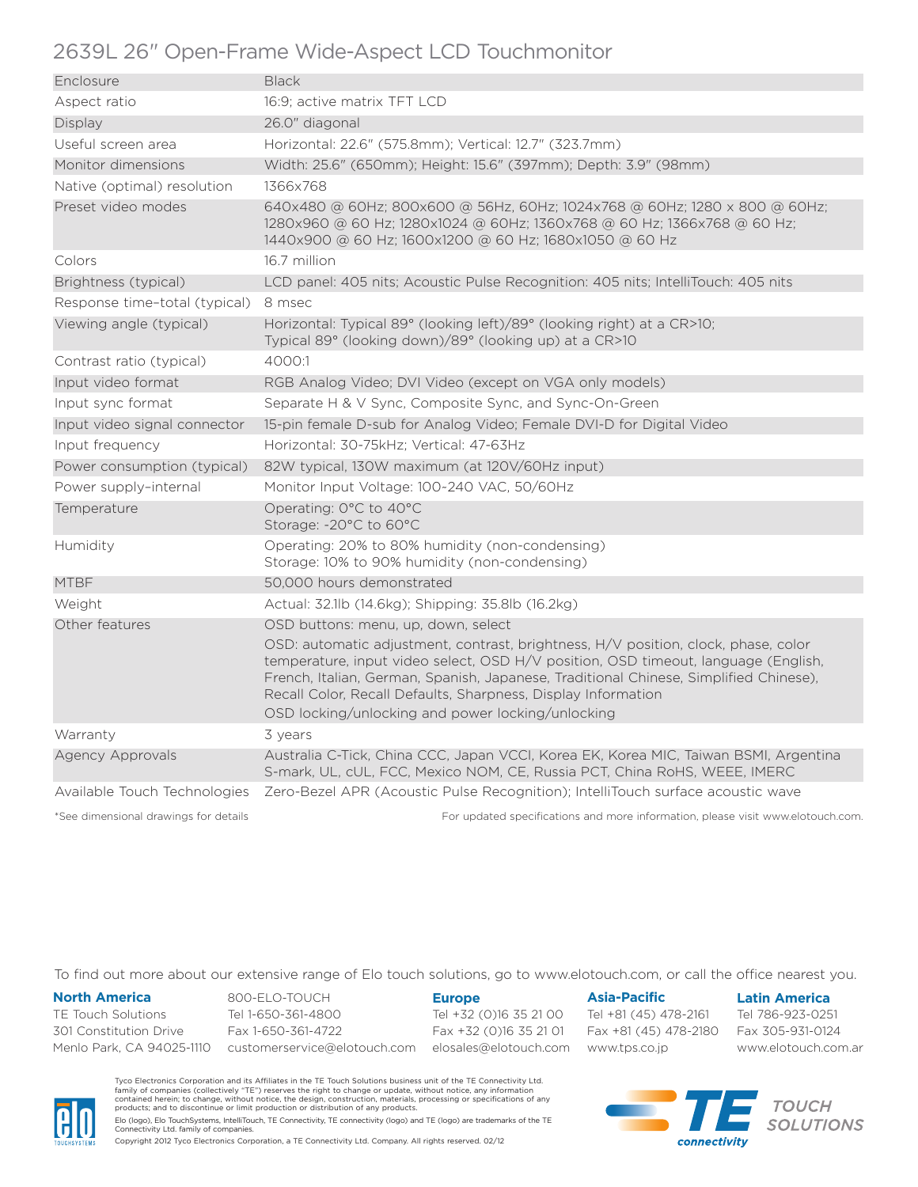# 2639L 26" Open-Frame Wide-Aspect LCD Touchmonitor

| | |
|---|---|
| Enclosure | Black |
| Aspect ratio | 16:9; active matrix TFT LCD |
| Display | 26.0" diagonal |
| Useful screen area | Horizontal: 22.6" (575.8mm); Vertical: 12.7" (323.7mm) |
| Monitor dimensions | Width: 25.6" (650mm); Height: 15.6" (397mm); Depth: 3.9" (98mm) |
| Native (optimal) resolution | 1366x768 |
| Preset video modes | 640x480 @ 60Hz; 800x600 @ 56Hz, 60Hz; 1024x768 @ 60Hz; 1280 x 800 @ 60Hz; 1280x960 @ 60 Hz; 1280x1024 @ 60Hz; 1360x768 @ 60 Hz; 1366x768 @ 60 Hz; 1440x900 @ 60 Hz; 1600x1200 @ 60 Hz; 1680x1050 @ 60 Hz |
| Colors | 16.7 million |
| Brightness (typical) | LCD panel: 405 nits; Acoustic Pulse Recognition: 405 nits; IntelliTouch: 405 nits |
| Response time–total (typical) | 8 msec |
| Viewing angle (typical) | Horizontal: Typical 89° (looking left)/89° (looking right) at a CR>10; Typical 89° (looking down)/89° (looking up) at a CR>10 |
| Contrast ratio (typical) | 4000:1 |
| Input video format | RGB Analog Video; DVI Video (except on VGA only models) |
| Input sync format | Separate H & V Sync, Composite Sync, and Sync-On-Green |
| Input video signal connector | 15-pin female D-sub for Analog Video; Female DVI-D for Digital Video |
| Input frequency | Horizontal: 30-75kHz; Vertical: 47-63Hz |
| Power consumption (typical) | 82W typical, 130W maximum (at 120V/60Hz input) |
| Power supply–internal | Monitor Input Voltage: 100-240 VAC, 50/60Hz |
| Temperature | Operating: 0°C to 40°C<br>Storage: -20°C to 60°C |
| Humidity | Operating: 20% to 80% humidity (non-condensing)<br>Storage: 10% to 90% humidity (non-condensing) |
| MTBF | 50,000 hours demonstrated |
| Weight | Actual: 32.1lb (14.6kg); Shipping: 35.8lb (16.2kg) |
| Other features | OSD buttons: menu, up, down, select<br>OSD: automatic adjustment, contrast, brightness, H/V position, clock, phase, color temperature, input video select, OSD H/V position, OSD timeout, language (English, French, Italian, German, Spanish, Japanese, Traditional Chinese, Simplified Chinese), Recall Color, Recall Defaults, Sharpness, Display Information<br>OSD locking/unlocking and power locking/unlocking |
| Warranty | 3 years |
| Agency Approvals | Australia C-Tick, China CCC, Japan VCCI, Korea EK, Korea MIC, Taiwan BSMI, Argentina S-mark, UL, cUL, FCC, Mexico NOM, CE, Russia PCT, China RoHS, WEEE, IMERC |
| Available Touch Technologies | Zero-Bezel APR (Acoustic Pulse Recognition); IntelliTouch surface acoustic wave |

*See dimensional drawings for details

For updated specifications and more information, please visit www.elotouch.com.

To find out more about our extensive range of Elo touch solutions, go to www.elotouch.com, or call the office nearest you.

**North America**
TE Touch Solutions
301 Constitution Drive
Menlo Park, CA 94025-1110
800-ELO-TOUCH
Tel 1-650-361-4800
Fax 1-650-361-4722
customerservice@elotouch.com

**Europe**
Tel +32 (0)16 35 21 00
Fax +32 (0)16 35 21 01
elosales@elotouch.com

**Asia-Pacific**
Tel +81 (45) 478-2161
Fax +81 (45) 478-2180
www.tps.co.jp

**Latin America**
Tel 786-923-0251
Fax 305-931-0124
www.elotouch.com.ar

Tyco Electronics Corporation and its Affiliates in the TE Touch Solutions business unit of the TE Connectivity Ltd. family of companies (collectively "TE") reserves the right to change or update, without notice, any information contained herein; to change, without notice, the design, construction, materials, processing or specifications of any products; and to discontinue or limit production or distribution of any products.

Elo (logo), Elo TouchSystems, IntelliTouch, TE Connectivity, TE connectivity (logo) and TE (logo) are trademarks of the TE Connectivity Ltd. family of companies.

Copyright 2012 Tyco Electronics Corporation, a TE Connectivity Ltd. Company. All rights reserved. 02/12

TE connectivity TOUCH SOLUTIONS